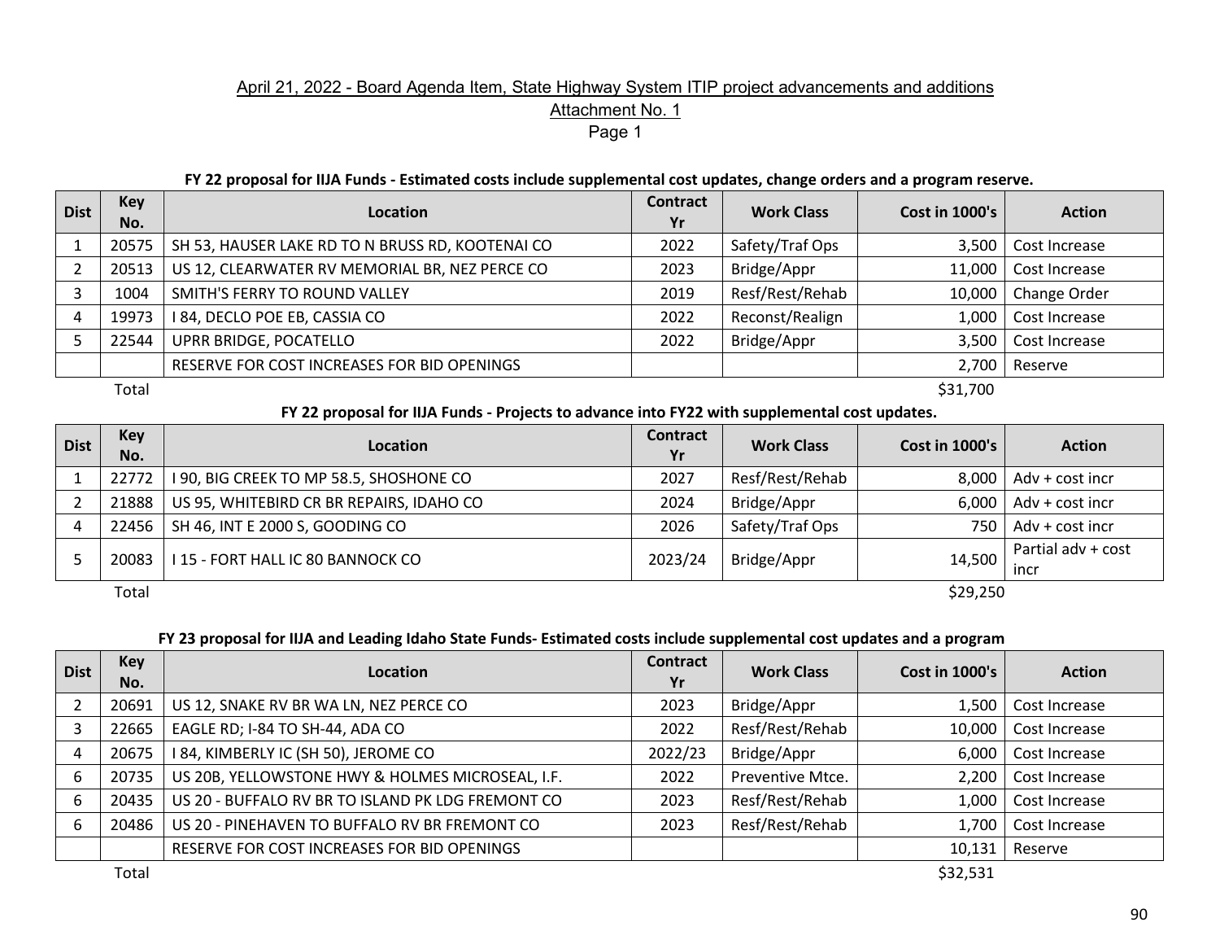April 21, 2022 - Board Agenda Item, State Highway System ITIP project advancements and additions

Attachment No. 1

Page 1

**FY 22 proposal for IIJA Funds - Estimated costs include supplemental cost updates, change orders and a program reserve.**

| Dist | Key No. | Location | Contract Yr | Work Class | Cost in 1000's | Action |
|---|---|---|---|---|---|---|
| 1 | 20575 | SH 53, HAUSER LAKE RD TO N BRUSS RD, KOOTENAI CO | 2022 | Safety/Traf Ops | 3,500 | Cost Increase |
| 2 | 20513 | US 12, CLEARWATER RV MEMORIAL BR, NEZ PERCE CO | 2023 | Bridge/Appr | 11,000 | Cost Increase |
| 3 | 1004 | SMITH'S FERRY TO ROUND VALLEY | 2019 | Resf/Rest/Rehab | 10,000 | Change Order |
| 4 | 19973 | I 84, DECLO POE EB, CASSIA CO | 2022 | Reconst/Realign | 1,000 | Cost Increase |
| 5 | 22544 | UPRR BRIDGE, POCATELLO | 2022 | Bridge/Appr | 3,500 | Cost Increase |
| | | RESERVE FOR COST INCREASES FOR BID OPENINGS | | | 2,700 | Reserve |
| | Total | | | | $31,700 | |

**FY 22 proposal for IIJA Funds - Projects to advance into FY22 with supplemental cost updates.**

| Dist | Key No. | Location | Contract Yr | Work Class | Cost in 1000's | Action |
|---|---|---|---|---|---|---|
| 1 | 22772 | I 90, BIG CREEK TO MP 58.5, SHOSHONE CO | 2027 | Resf/Rest/Rehab | 8,000 | Adv + cost incr |
| 2 | 21888 | US 95, WHITEBIRD CR BR REPAIRS, IDAHO CO | 2024 | Bridge/Appr | 6,000 | Adv + cost incr |
| 4 | 22456 | SH 46, INT E 2000 S, GOODING CO | 2026 | Safety/Traf Ops | 750 | Adv + cost incr |
| 5 | 20083 | I 15 - FORT HALL IC 80 BANNOCK CO | 2023/24 | Bridge/Appr | 14,500 | Partial adv + cost incr |
| | Total | | | | $29,250 | |

**FY 23 proposal for IIJA and Leading Idaho State Funds- Estimated costs include supplemental cost updates and a program**

| Dist | Key No. | Location | Contract Yr | Work Class | Cost in 1000's | Action |
|---|---|---|---|---|---|---|
| 2 | 20691 | US 12, SNAKE RV BR WA LN, NEZ PERCE CO | 2023 | Bridge/Appr | 1,500 | Cost Increase |
| 3 | 22665 | EAGLE RD; I-84 TO SH-44, ADA CO | 2022 | Resf/Rest/Rehab | 10,000 | Cost Increase |
| 4 | 20675 | I 84, KIMBERLY IC (SH 50), JEROME CO | 2022/23 | Bridge/Appr | 6,000 | Cost Increase |
| 6 | 20735 | US 20B, YELLOWSTONE HWY & HOLMES MICROSEAL, I.F. | 2022 | Preventive Mtce. | 2,200 | Cost Increase |
| 6 | 20435 | US 20 - BUFFALO RV BR TO ISLAND PK LDG FREMONT CO | 2023 | Resf/Rest/Rehab | 1,000 | Cost Increase |
| 6 | 20486 | US 20 - PINEHAVEN TO BUFFALO RV BR FREMONT CO | 2023 | Resf/Rest/Rehab | 1,700 | Cost Increase |
| | | RESERVE FOR COST INCREASES FOR BID OPENINGS | | | 10,131 | Reserve |
| | Total | | | | $32,531 | |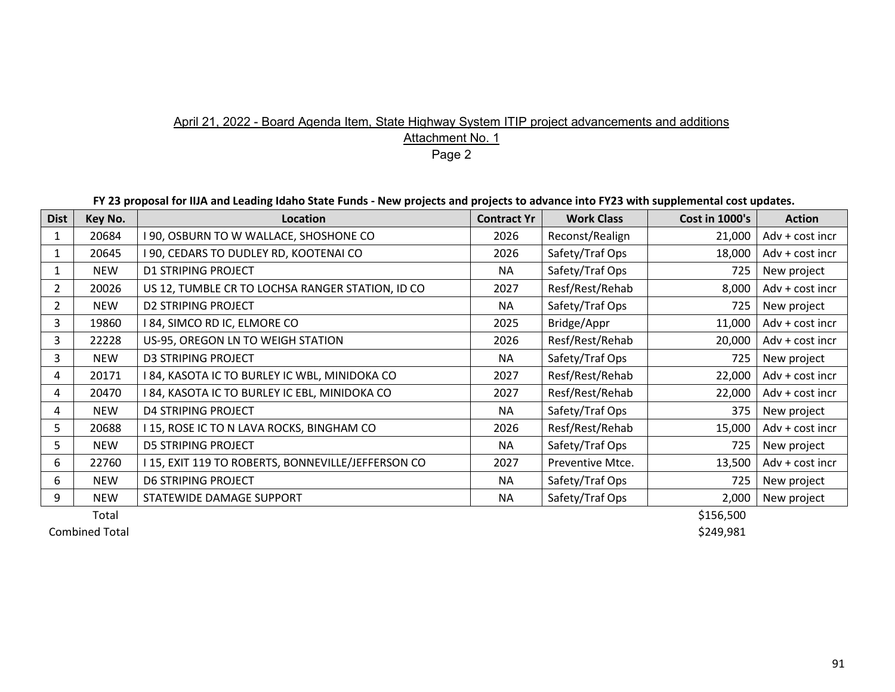April 21, 2022 - Board Agenda Item, State Highway System ITIP project advancements and additions

Attachment No. 1

Page 2

**FY 23 proposal for IIJA and Leading Idaho State Funds - New projects and projects to advance into FY23 with supplemental cost updates.**

| Dist | Key No. | Location | Contract Yr | Work Class | Cost in 1000's | Action |
|---|---|---|---|---|---|---|
| 1 | 20684 | I 90, OSBURN TO W WALLACE, SHOSHONE CO | 2026 | Reconst/Realign | 21,000 | Adv + cost incr |
| 1 | 20645 | I 90, CEDARS TO DUDLEY RD, KOOTENAI CO | 2026 | Safety/Traf Ops | 18,000 | Adv + cost incr |
| 1 | NEW | D1 STRIPING PROJECT | NA | Safety/Traf Ops | 725 | New project |
| 2 | 20026 | US 12, TUMBLE CR TO LOCHSA RANGER STATION, ID CO | 2027 | Resf/Rest/Rehab | 8,000 | Adv + cost incr |
| 2 | NEW | D2 STRIPING PROJECT | NA | Safety/Traf Ops | 725 | New project |
| 3 | 19860 | I 84, SIMCO RD IC, ELMORE CO | 2025 | Bridge/Appr | 11,000 | Adv + cost incr |
| 3 | 22228 | US-95, OREGON LN TO WEIGH STATION | 2026 | Resf/Rest/Rehab | 20,000 | Adv + cost incr |
| 3 | NEW | D3 STRIPING PROJECT | NA | Safety/Traf Ops | 725 | New project |
| 4 | 20171 | I 84, KASOTA IC TO BURLEY IC WBL, MINIDOKA CO | 2027 | Resf/Rest/Rehab | 22,000 | Adv + cost incr |
| 4 | 20470 | I 84, KASOTA IC TO BURLEY IC EBL, MINIDOKA CO | 2027 | Resf/Rest/Rehab | 22,000 | Adv + cost incr |
| 4 | NEW | D4 STRIPING PROJECT | NA | Safety/Traf Ops | 375 | New project |
| 5 | 20688 | I 15, ROSE IC TO N LAVA ROCKS, BINGHAM CO | 2026 | Resf/Rest/Rehab | 15,000 | Adv + cost incr |
| 5 | NEW | D5 STRIPING PROJECT | NA | Safety/Traf Ops | 725 | New project |
| 6 | 22760 | I 15, EXIT 119 TO ROBERTS, BONNEVILLE/JEFFERSON CO | 2027 | Preventive Mtce. | 13,500 | Adv + cost incr |
| 6 | NEW | D6 STRIPING PROJECT | NA | Safety/Traf Ops | 725 | New project |
| 9 | NEW | STATEWIDE DAMAGE SUPPORT | NA | Safety/Traf Ops | 2,000 | New project |
| | Total | | | | $156,500 | |
| | Combined Total | | | | $249,981 | |